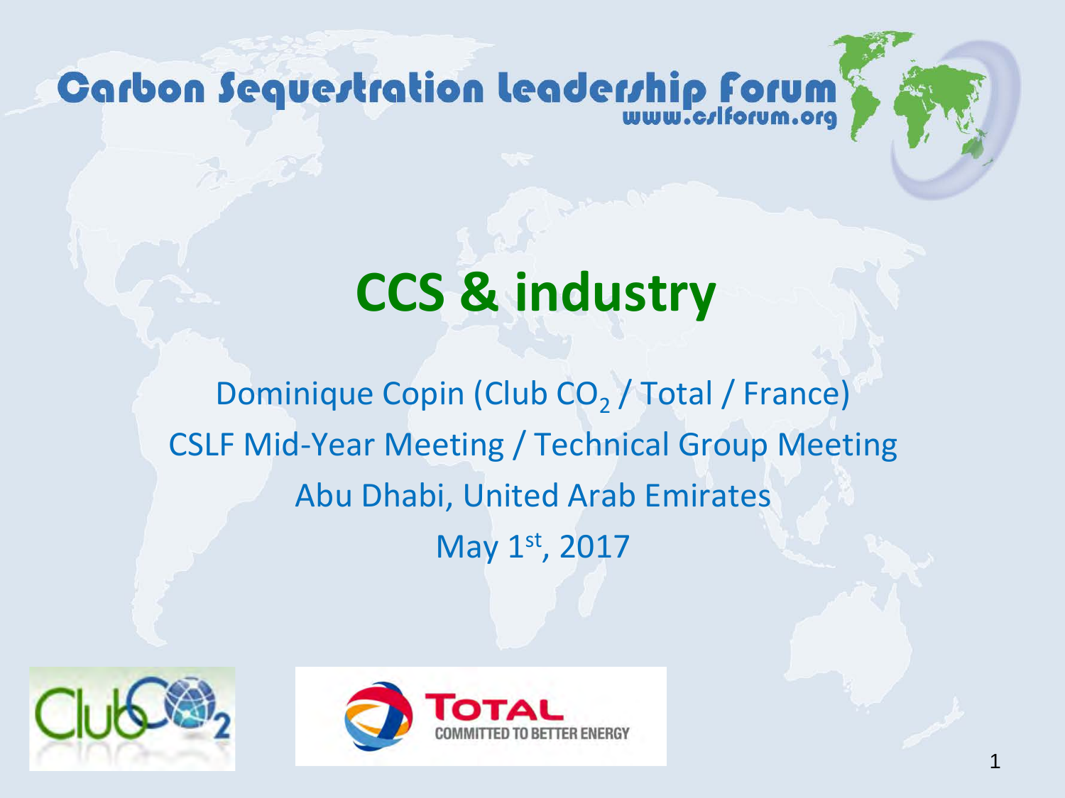Carbon Sequestration Leadership Forum
www.cslforum.org

# CCS & industry

Dominique Copin (Club $CO_2$ / Total / France)

CSLF Mid-Year Meeting / Technical Group Meeting

Abu Dhabi, United Arab Emirates

May 1st, 2017

TOTAL COMMITTED TO BETTER ENERGY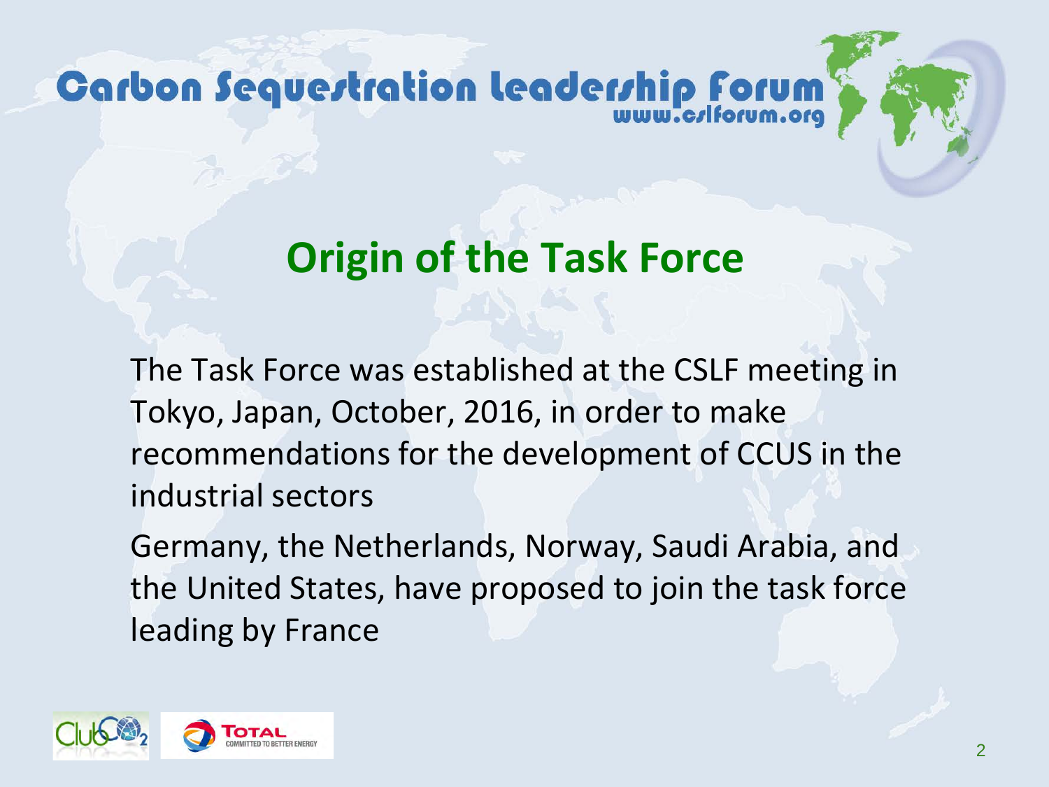# Origin of the Task Force

The Task Force was established at the CSLF meeting in Tokyo, Japan, October, 2016, in order to make recommendations for the development of CCUS in the industrial sectors

Germany, the Netherlands, Norway, Saudi Arabia, and the United States, have proposed to join the task force leading by France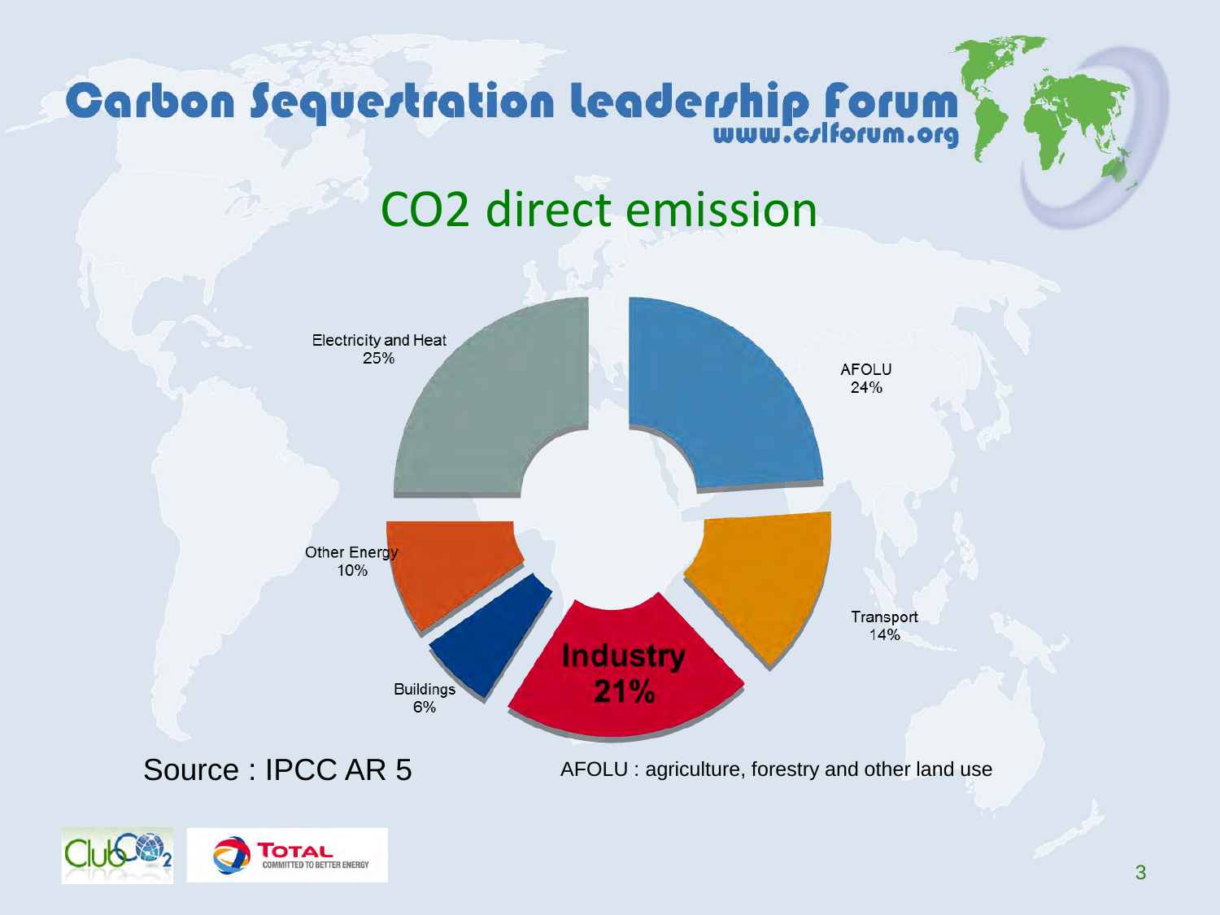# Carbon Sequestration Leadership Forum

www.cslforum.org

## CO2 direct emission

Electricity and Heat 25%

AFOLU 24%

Transport 14%

**Industry 21%**

Buildings 6%

Other Energy 10%

Source : IPCC AR 5

AFOLU : agriculture, forestry and other land use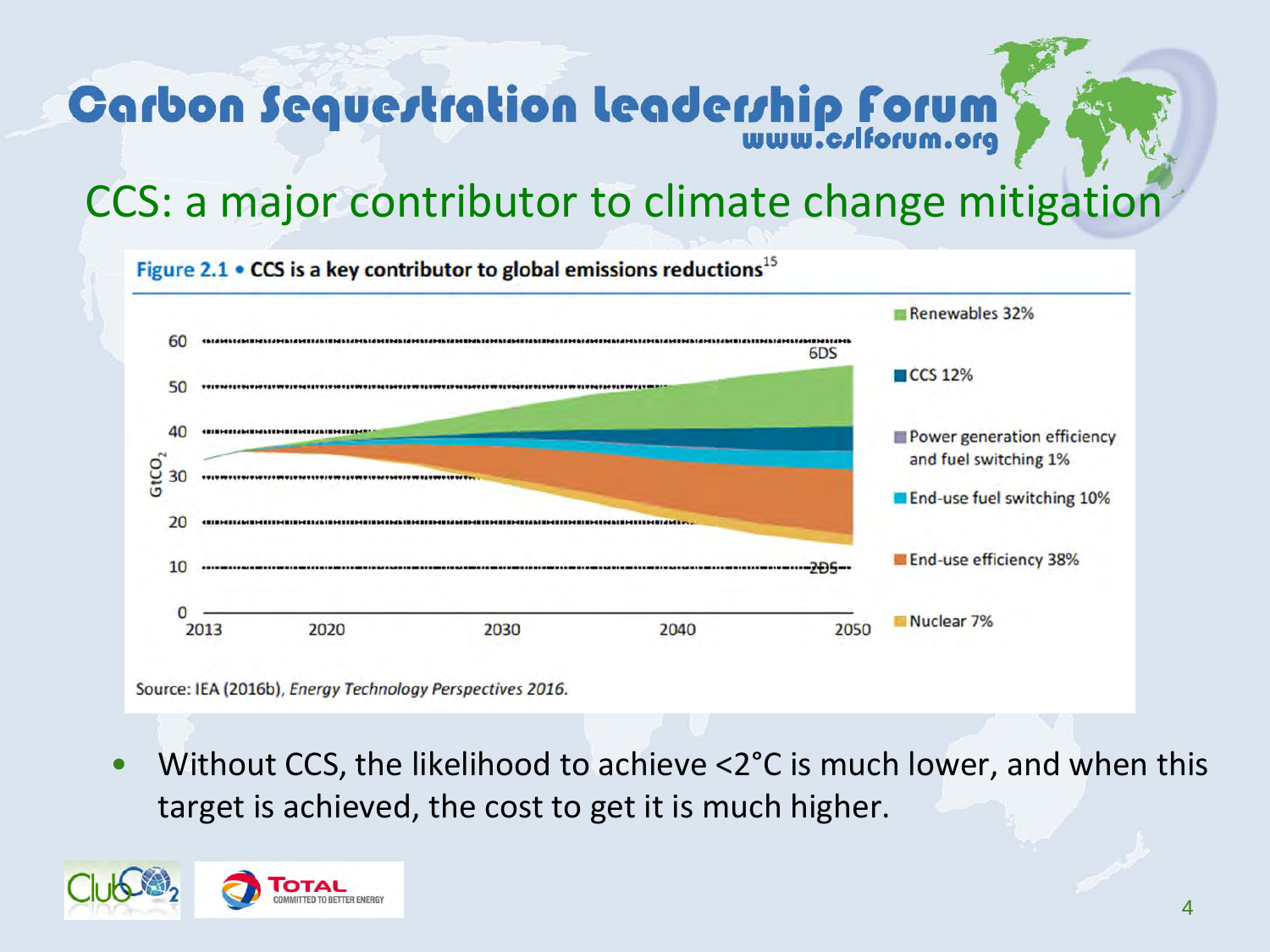# CCS: a major contributor to climate change mitigation

**Figure 2.1 • CCS is a key contributor to global emissions reductions**[15]

| Contributor | Share |
|---|---|
| Renewables | 32% |
| CCS | 12% |
| Power generation efficiency and fuel switching | 1% |
| End-use fuel switching | 10% |
| End-use efficiency | 38% |
| Nuclear | 7% |

Y-axis: $GtCO_2$ (0–60); X-axis: 2013, 2020, 2030, 2040, 2050; scenarios: 6DS, 2DS

Source: IEA (2016b), *Energy Technology Perspectives 2016.*

- Without CCS, the likelihood to achieve <2°C is much lower, and when this target is achieved, the cost to get it is much higher.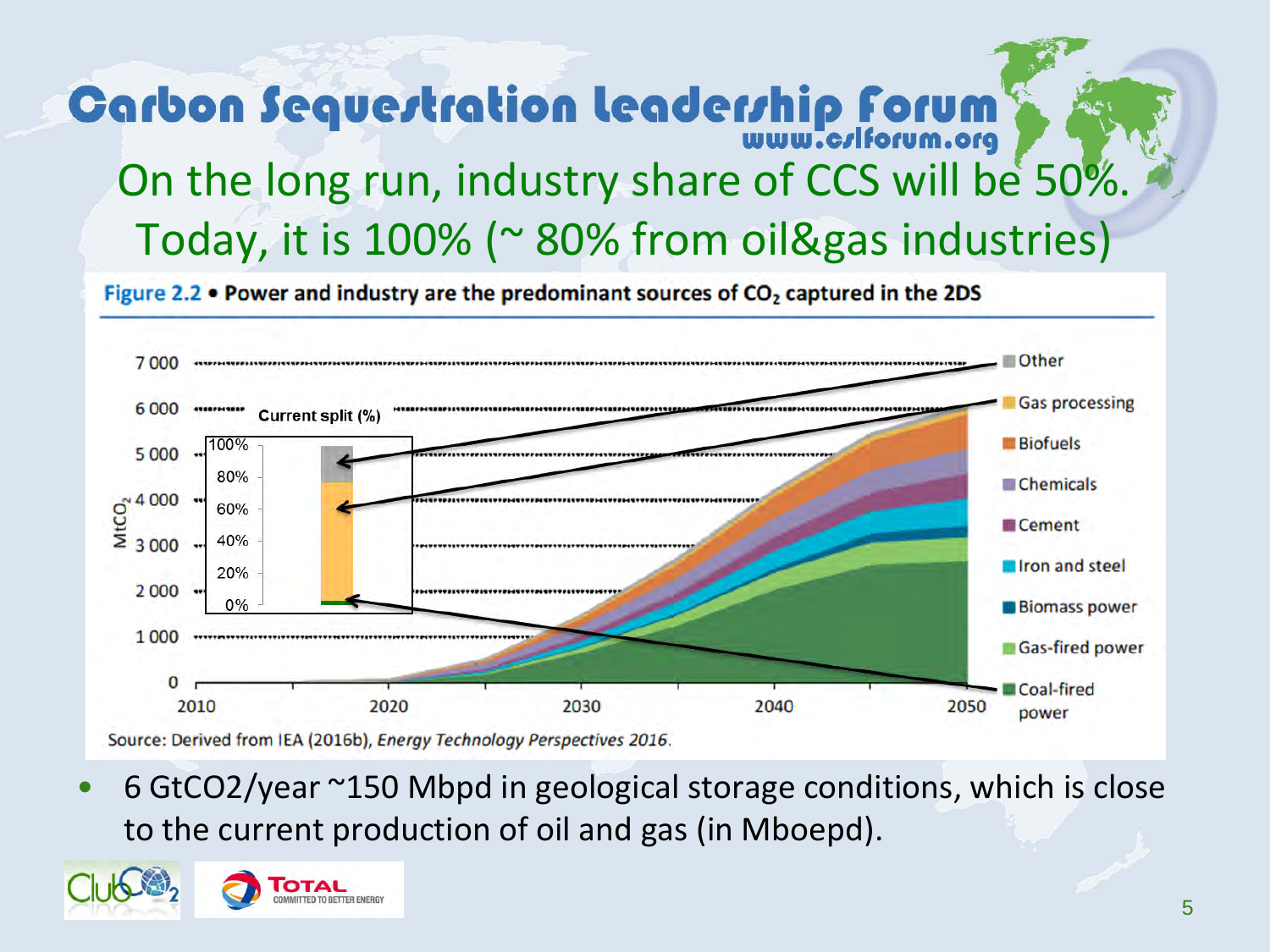# On the long run, industry share of CCS will be 50%. Today, it is 100% (~ 80% from oil&gas industries)

**Figure 2.2 • Power and industry are the predominant sources of $CO_2$ captured in the 2DS**

Source: Derived from IEA (2016b), *Energy Technology Perspectives 2016*.

- 6 GtCO2/year ~150 Mbpd in geological storage conditions, which is close to the current production of oil and gas (in Mboepd).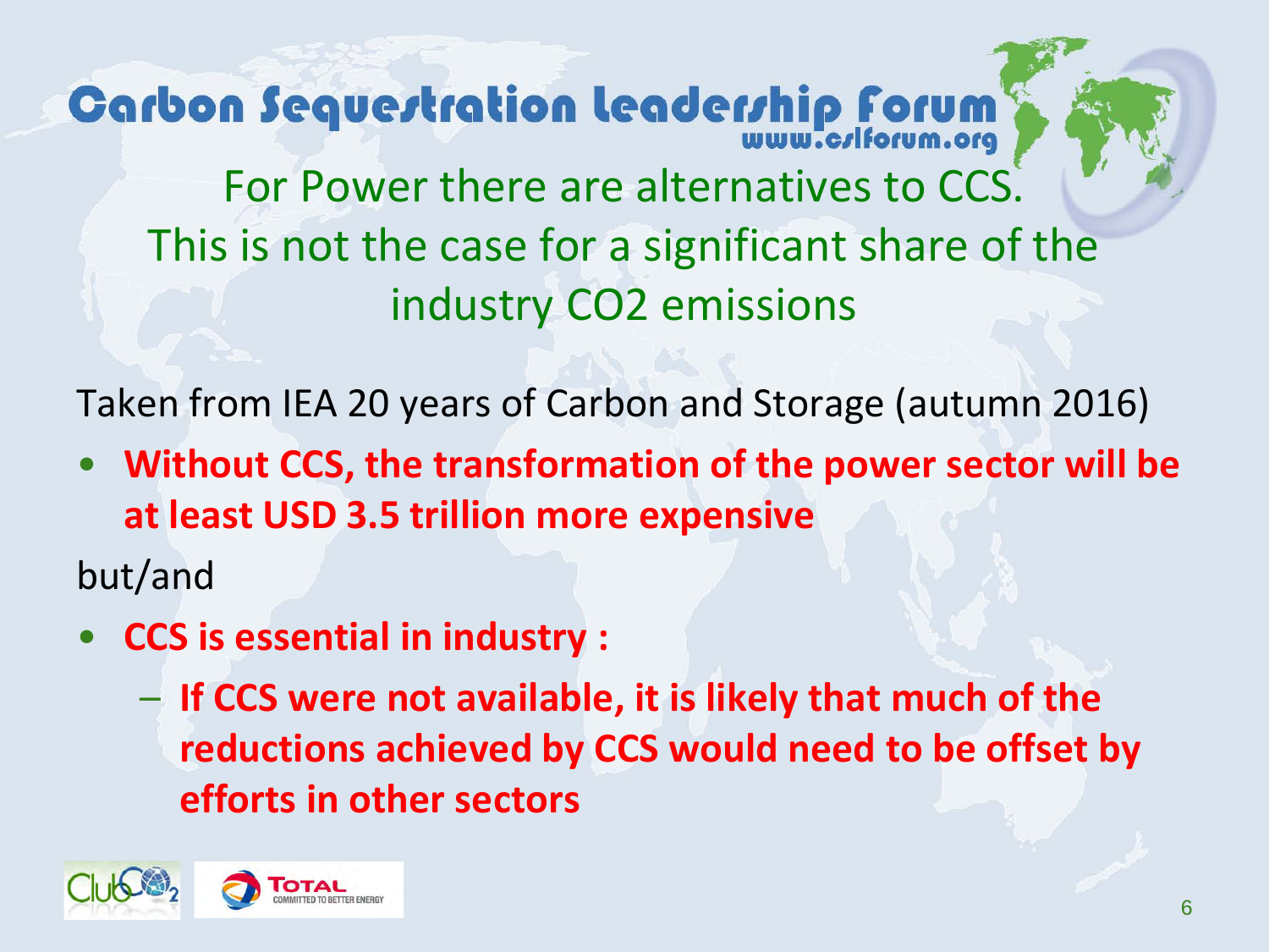# Carbon Sequestration Leadership Forum

www.cslforum.org

## For Power there are alternatives to CCS. This is not the case for a significant share of the industry CO2 emissions

Taken from IEA 20 years of Carbon and Storage (autumn 2016)

- **Without CCS, the transformation of the power sector will be at least USD 3.5 trillion more expensive**

but/and

- **CCS is essential in industry :**
  - **If CCS were not available, it is likely that much of the reductions achieved by CCS would need to be offset by efforts in other sectors**

Club $CO_2$

TOTAL COMMITTED TO BETTER ENERGY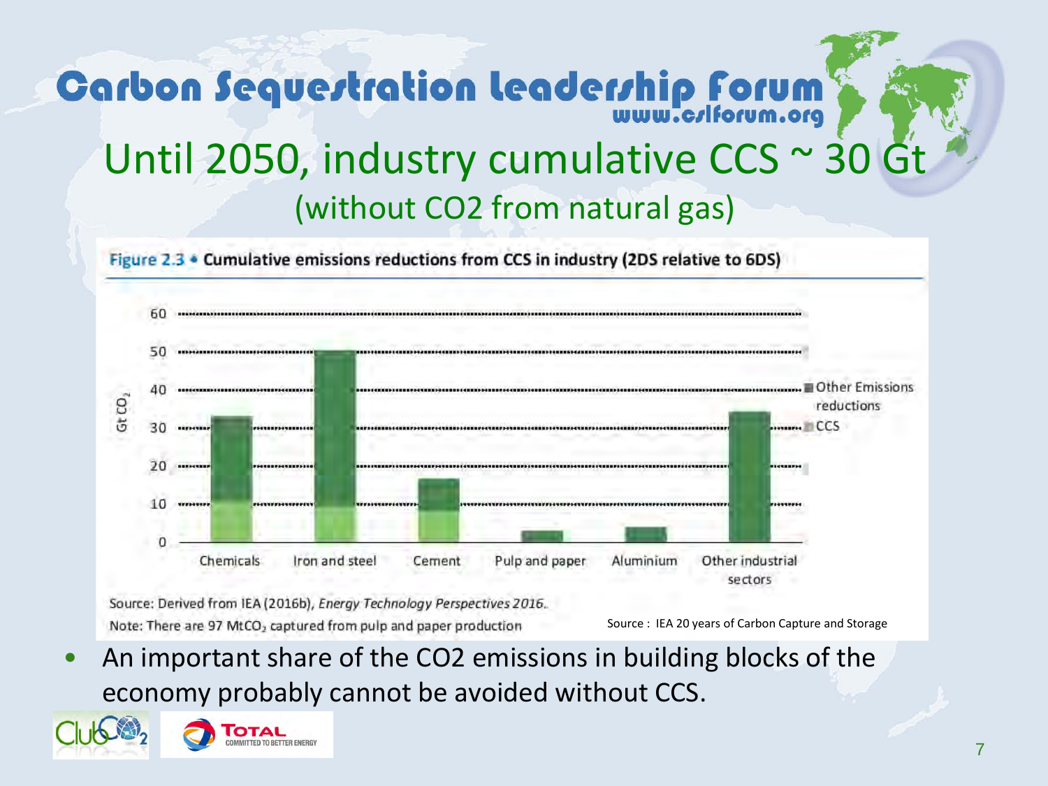# Until 2050, industry cumulative CCS ~ 30 Gt

## (without CO2 from natural gas)

**Figure 2.3 • Cumulative emissions reductions from CCS in industry (2DS relative to 6DS)**

Source: Derived from IEA (2016b), *Energy Technology Perspectives 2016*.

Note: There are 97 $MtCO_2$ captured from pulp and paper production

Source : IEA 20 years of Carbon Capture and Storage

- An important share of the CO2 emissions in building blocks of the economy probably cannot be avoided without CCS.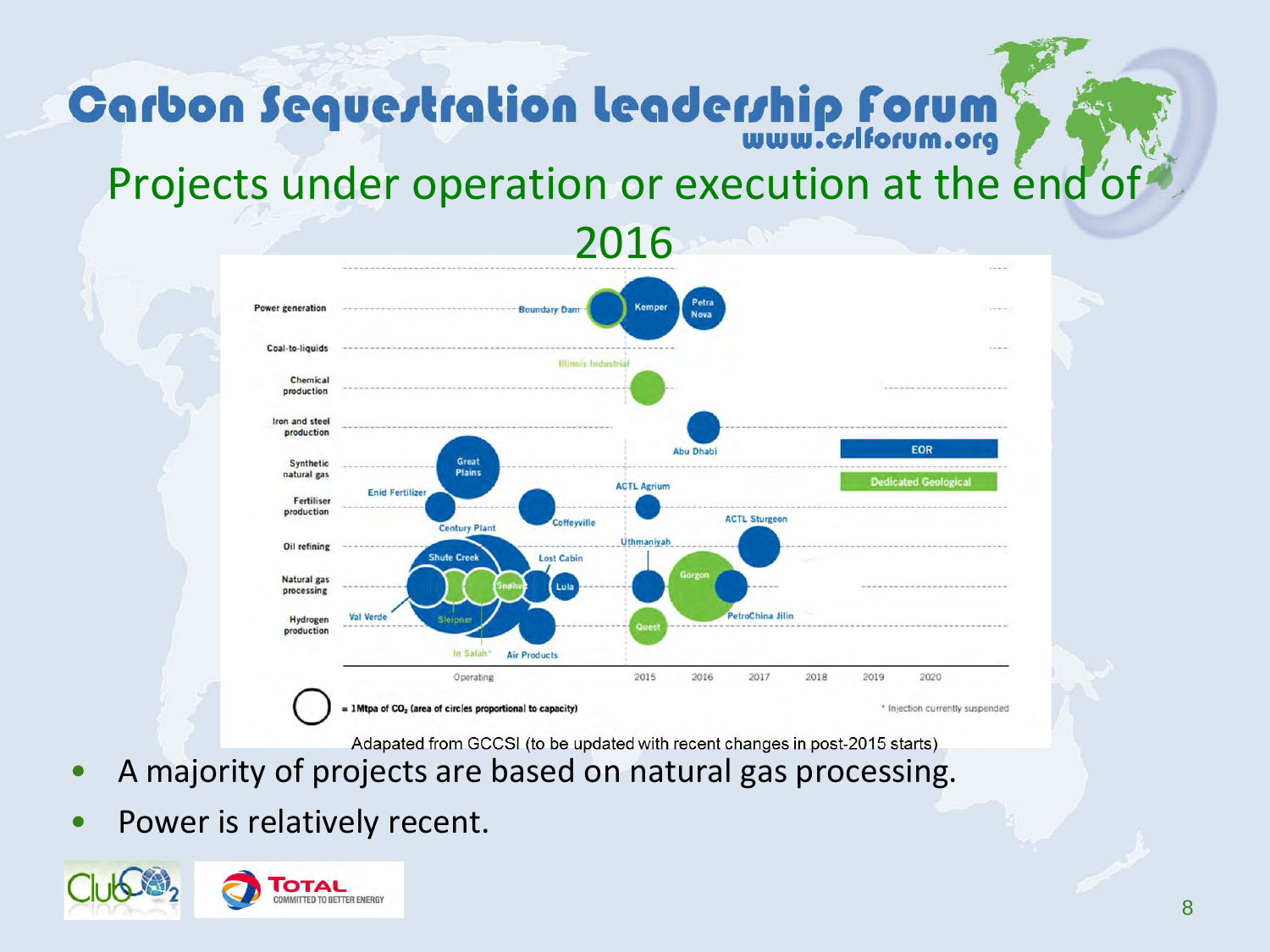# Projects under operation or execution at the end of 2016

Adapapted from GCCSI (to be updated with recent changes in post-2015 starts)

- A majority of projects are based on natural gas processing.
- Power is relatively recent.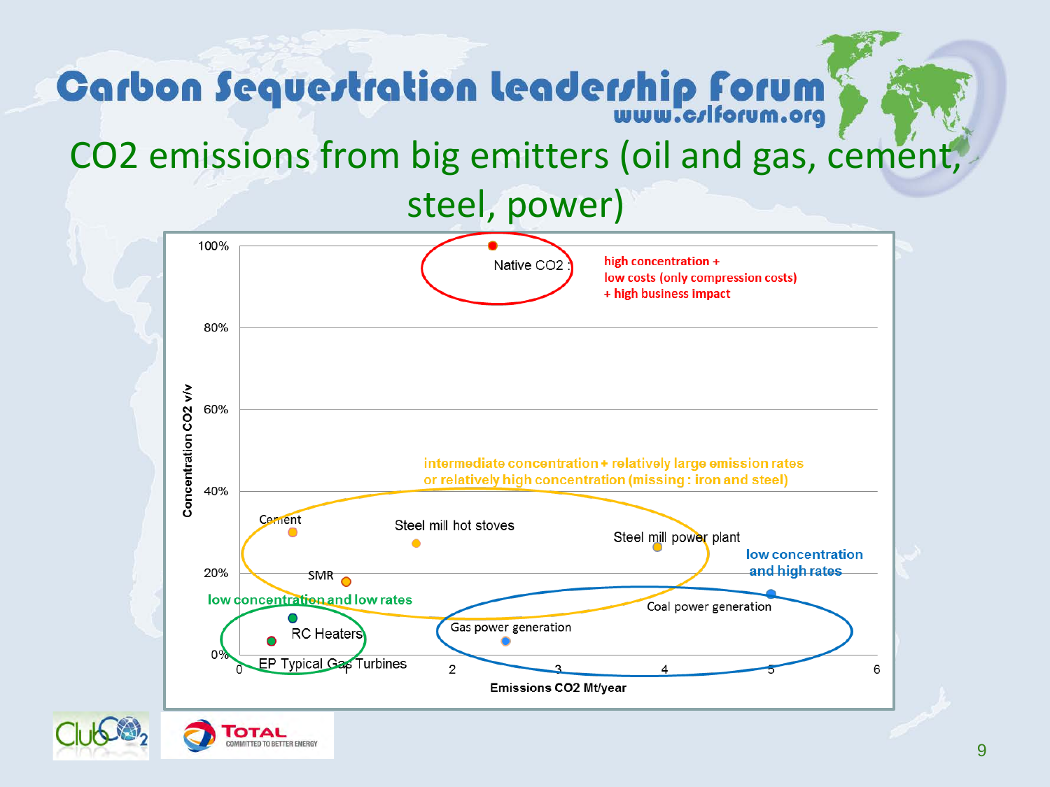# CO2 emissions from big emitters (oil and gas, cement, steel, power)

Concentration CO2 v/v

100%
80%
60%
40%
20%
0%

Native CO2

high concentration +
low costs (only compression costs)
+ high business impact

intermediate concentration + relatively large emission rates
or relatively high concentration (missing : iron and steel)

Cement

Steel mill hot stoves

Steel mill power plant

SMR

low concentration
and high rates

low concentration and low rates

Coal power generation

RC Heaters

Gas power generation

EP Typical Gas Turbines

0 1 2 3 4 5 6

Emissions CO2 Mt/year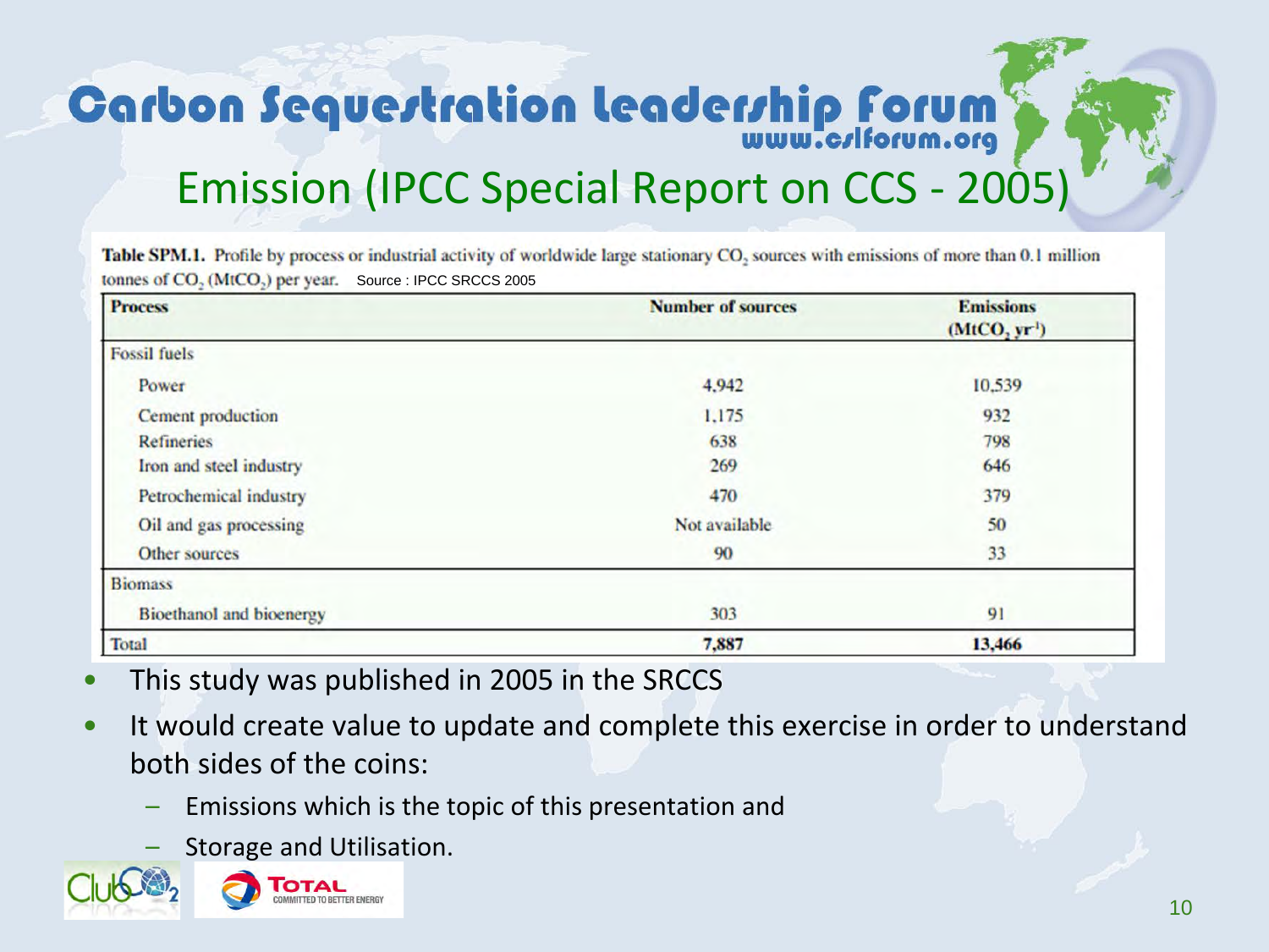# Carbon Sequestration Leadership Forum

www.cslforum.org

## Emission (IPCC Special Report on CCS - 2005)

**Table SPM.1.** Profile by process or industrial activity of worldwide large stationary $CO_2$ sources with emissions of more than 0.1 million tonnes of $CO_2$ ($MtCO_2$) per year. Source : IPCC SRCCS 2005

| Process | Number of sources | Emissions ($MtCO_2$ $yr^{-1}$) |
|---|---|---|
| Fossil fuels | | |
| Power | 4,942 | 10,539 |
| Cement production | 1,175 | 932 |
| Refineries | 638 | 798 |
| Iron and steel industry | 269 | 646 |
| Petrochemical industry | 470 | 379 |
| Oil and gas processing | Not available | 50 |
| Other sources | 90 | 33 |
| Biomass | | |
| Bioethanol and bioenergy | 303 | 91 |
| **Total** | **7,887** | **13,466** |

- This study was published in 2005 in the SRCCS
- It would create value to update and complete this exercise in order to understand both sides of the coins:
  - Emissions which is the topic of this presentation and
  - Storage and Utilisation.

Club CO2 — TOTAL COMMITTED TO BETTER ENERGY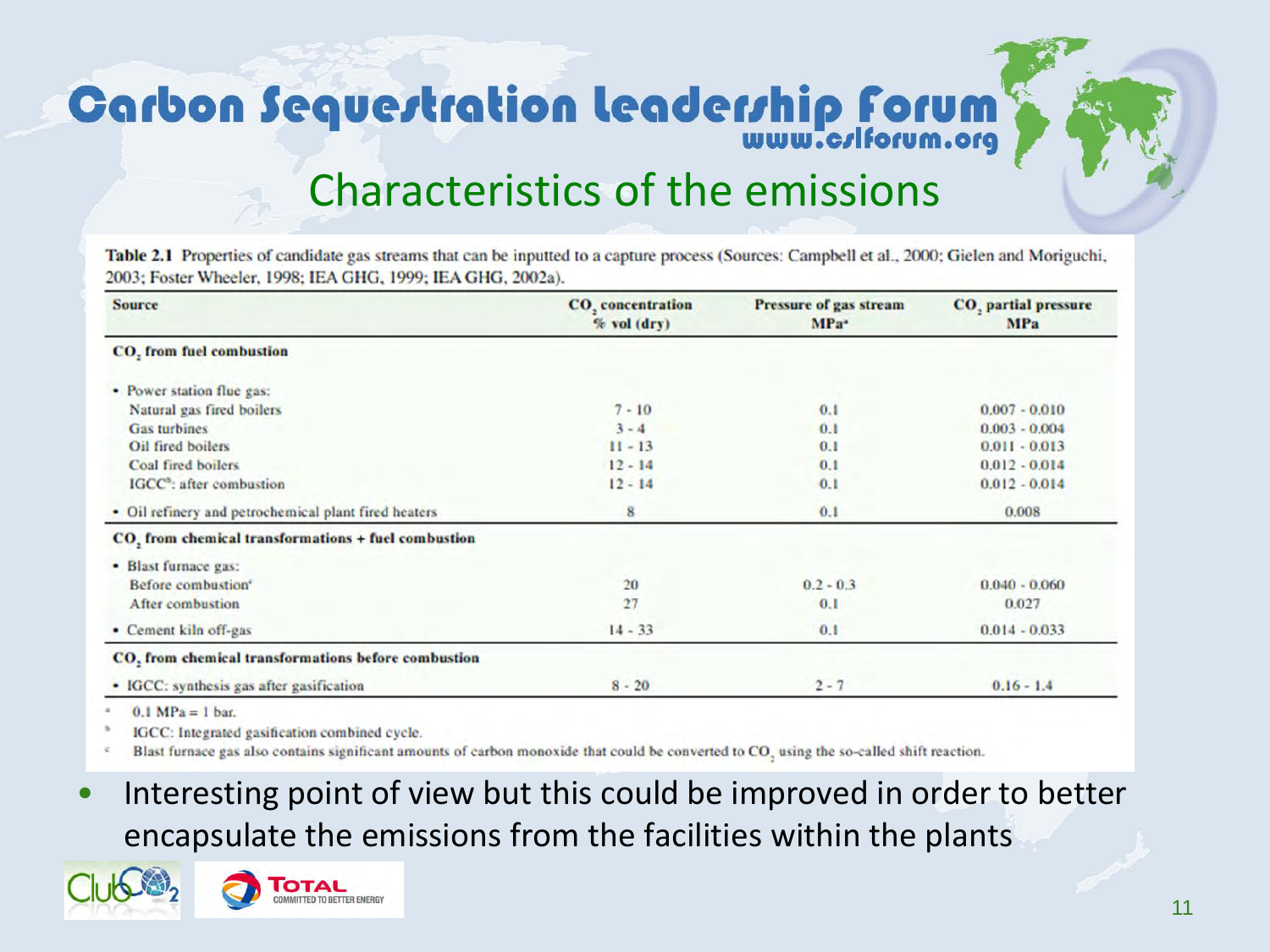# Characteristics of the emissions

**Table 2.1** Properties of candidate gas streams that can be inputted to a capture process (Sources: Campbell et al., 2000; Gielen and Moriguchi, 2003; Foster Wheeler, 1998; IEA GHG, 1999; IEA GHG, 2002a).

| Source | $CO_2$ concentration % vol (dry) | Pressure of gas stream MPa[a] | $CO_2$ partial pressure MPa |
|---|---|---|---|
| **$CO_2$ from fuel combustion** | | | |
| • Power station flue gas: | | | |
| Natural gas fired boilers | 7 - 10 | 0.1 | 0.007 - 0.010 |
| Gas turbines | 3 - 4 | 0.1 | 0.003 - 0.004 |
| Oil fired boilers | 11 - 13 | 0.1 | 0.011 - 0.013 |
| Coal fired boilers | 12 - 14 | 0.1 | 0.012 - 0.014 |
| IGCC[b]: after combustion | 12 - 14 | 0.1 | 0.012 - 0.014 |
| • Oil refinery and petrochemical plant fired heaters | 8 | 0.1 | 0.008 |
| **$CO_2$ from chemical transformations + fuel combustion** | | | |
| • Blast furnace gas: | | | |
| Before combustion[c] | 20 | 0.2 - 0.3 | 0.040 - 0.060 |
| After combustion | 27 | 0.1 | 0.027 |
| • Cement kiln off-gas | 14 - 33 | 0.1 | 0.014 - 0.033 |
| **$CO_2$ from chemical transformations before combustion** | | | |
| • IGCC: synthesis gas after gasification | 8 - 20 | 2 - 7 | 0.16 - 1.4 |

[a] 0.1 MPa = 1 bar.

[b] IGCC: Integrated gasification combined cycle.

[c] Blast furnace gas also contains significant amounts of carbon monoxide that could be converted to $CO_2$ using the so-called shift reaction.

- Interesting point of view but this could be improved in order to better encapsulate the emissions from the facilities within the plants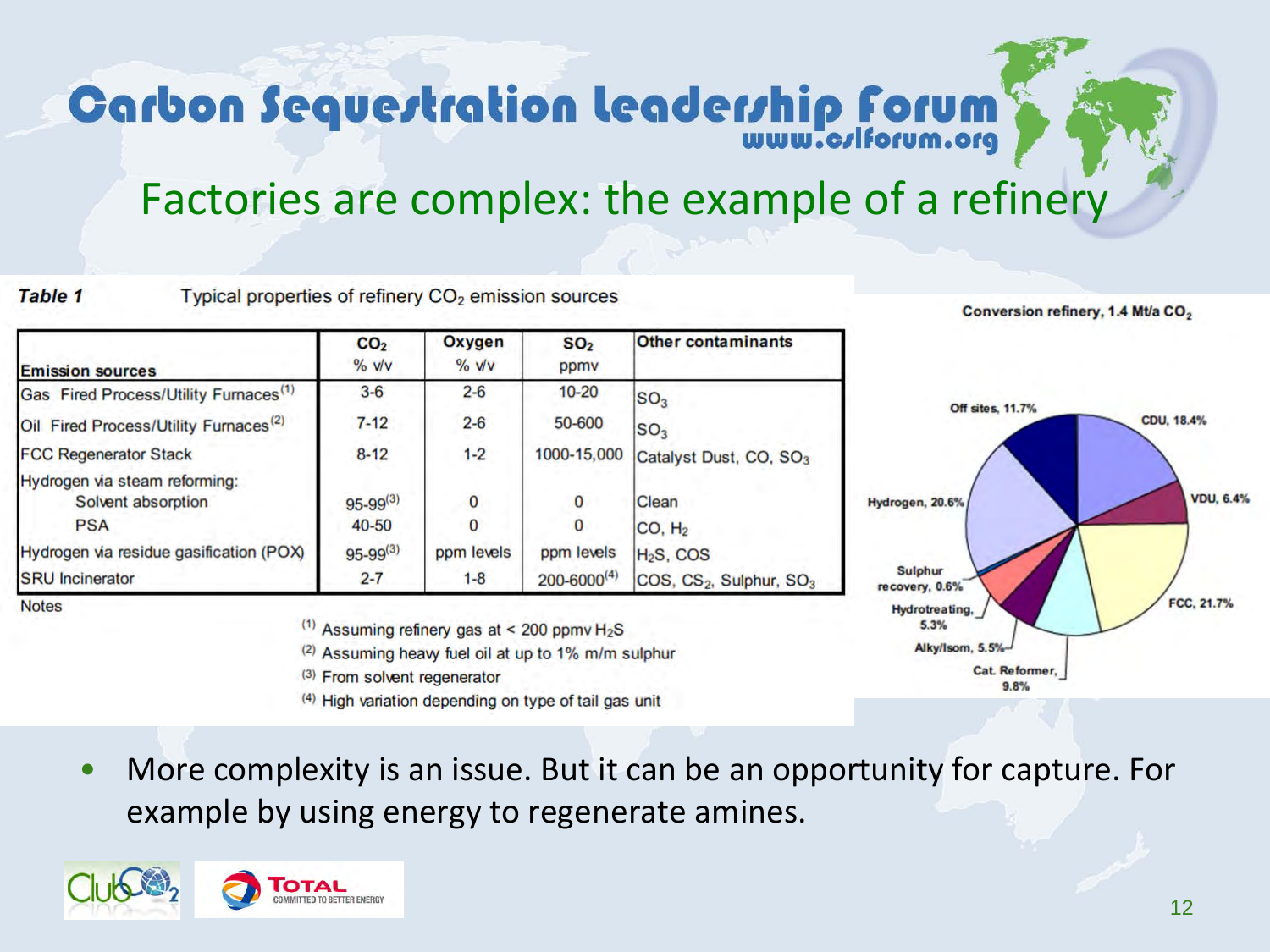# Factories are complex: the example of a refinery

***Table 1*** Typical properties of refinery $CO_2$ emission sources

| Emission sources | $CO_2$ % v/v | Oxygen % v/v | $SO_2$ ppmv | Other contaminants |
|---|---|---|---|---|
| Gas Fired Process/Utility Furnaces[1] | 3-6 | 2-6 | 10-20 | $SO_3$ |
| Oil Fired Process/Utility Furnaces[2] | 7-12 | 2-6 | 50-600 | $SO_3$ |
| FCC Regenerator Stack | 8-12 | 1-2 | 1000-15,000 | Catalyst Dust, CO, $SO_3$ |
| Hydrogen via steam reforming: | | | | |
| Solvent absorption | 95-99[3] | 0 | 0 | Clean |
| PSA | 40-50 | 0 | 0 | CO, $H_2$ |
| Hydrogen via residue gasification (POX) | 95-99[3] | ppm levels | ppm levels | $H_2S$, COS |
| SRU Incinerator | 2-7 | 1-8 | 200-6000[4] | COS, $CS_2$, Sulphur, $SO_3$ |

Notes

[1] Assuming refinery gas at < 200 ppmv $H_2S$

[2] Assuming heavy fuel oil at up to 1% m/m sulphur

[3] From solvent regenerator

[4] High variation depending on type of tail gas unit

**Conversion refinery, 1.4 Mt/a $CO_2$**

- Off sites, 11.7%
- CDU, 18.4%
- VDU, 6.4%
- FCC, 21.7%
- Cat. Reformer, 9.8%
- Alky/Isom, 5.5%
- Hydrotreating, 5.3%
- Sulphur recovery, 0.6%
- Hydrogen, 20.6%

- More complexity is an issue. But it can be an opportunity for capture. For example by using energy to regenerate amines.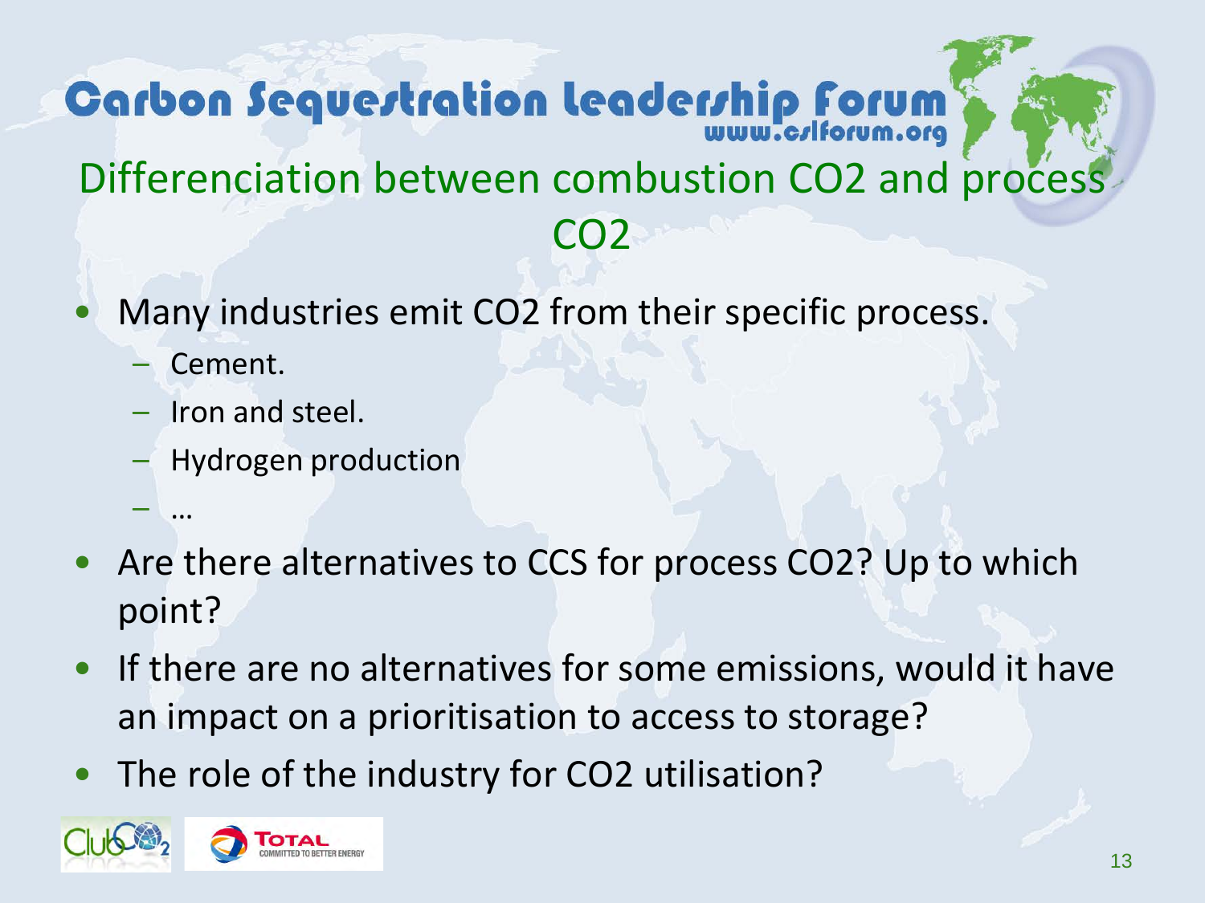# Differenciation between combustion CO2 and process CO2

- Many industries emit CO2 from their specific process.
  - Cement.
  - Iron and steel.
  - Hydrogen production
  - …
- Are there alternatives to CCS for process CO2? Up to which point?
- If there are no alternatives for some emissions, would it have an impact on a prioritisation to access to storage?
- The role of the industry for CO2 utilisation?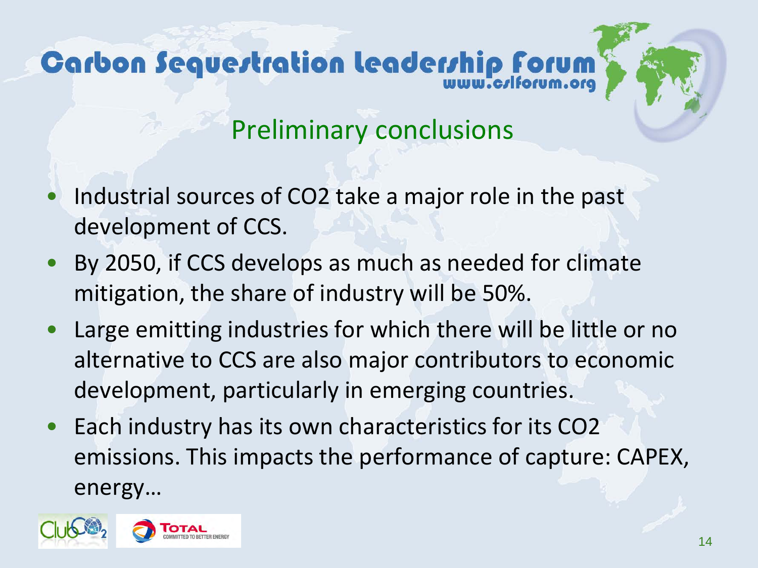## Preliminary conclusions

- Industrial sources of $CO_2$ take a major role in the past development of CCS.
- By 2050, if CCS develops as much as needed for climate mitigation, the share of industry will be 50%.
- Large emitting industries for which there will be little or no alternative to CCS are also major contributors to economic development, particularly in emerging countries.
- Each industry has its own characteristics for its $CO_2$ emissions. This impacts the performance of capture: CAPEX, energy…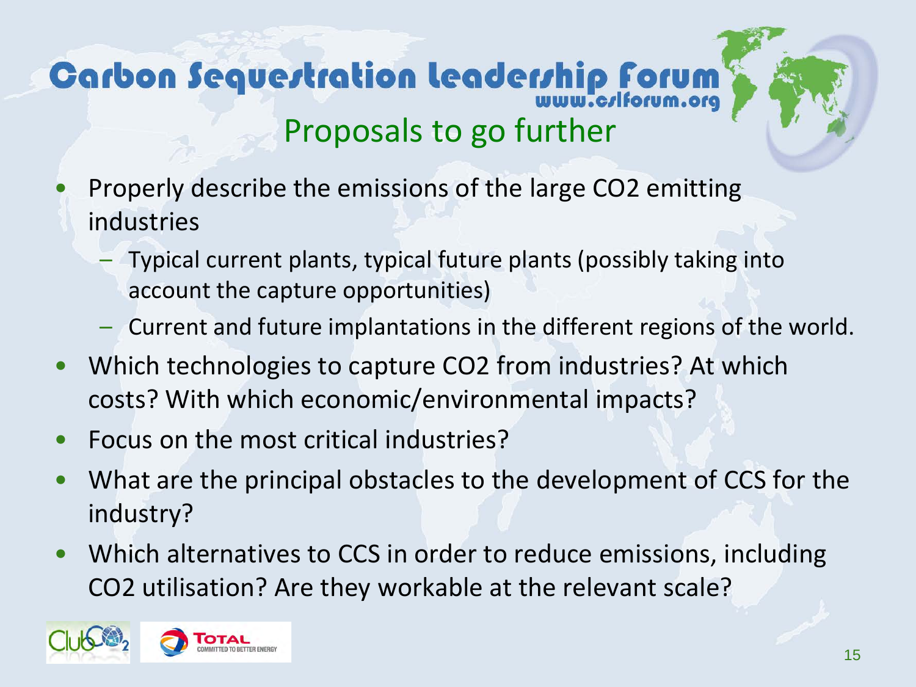# Carbon Sequestration Leadership Forum

www.cslforum.org

## Proposals to go further

- Properly describe the emissions of the large CO2 emitting industries
  - Typical current plants, typical future plants (possibly taking into account the capture opportunities)
  - Current and future implantations in the different regions of the world.
- Which technologies to capture CO2 from industries? At which costs? With which economic/environmental impacts?
- Focus on the most critical industries?
- What are the principal obstacles to the development of CCS for the industry?
- Which alternatives to CCS in order to reduce emissions, including CO2 utilisation? Are they workable at the relevant scale?

Club CO2

TOTAL
COMMITTED TO BETTER ENERGY